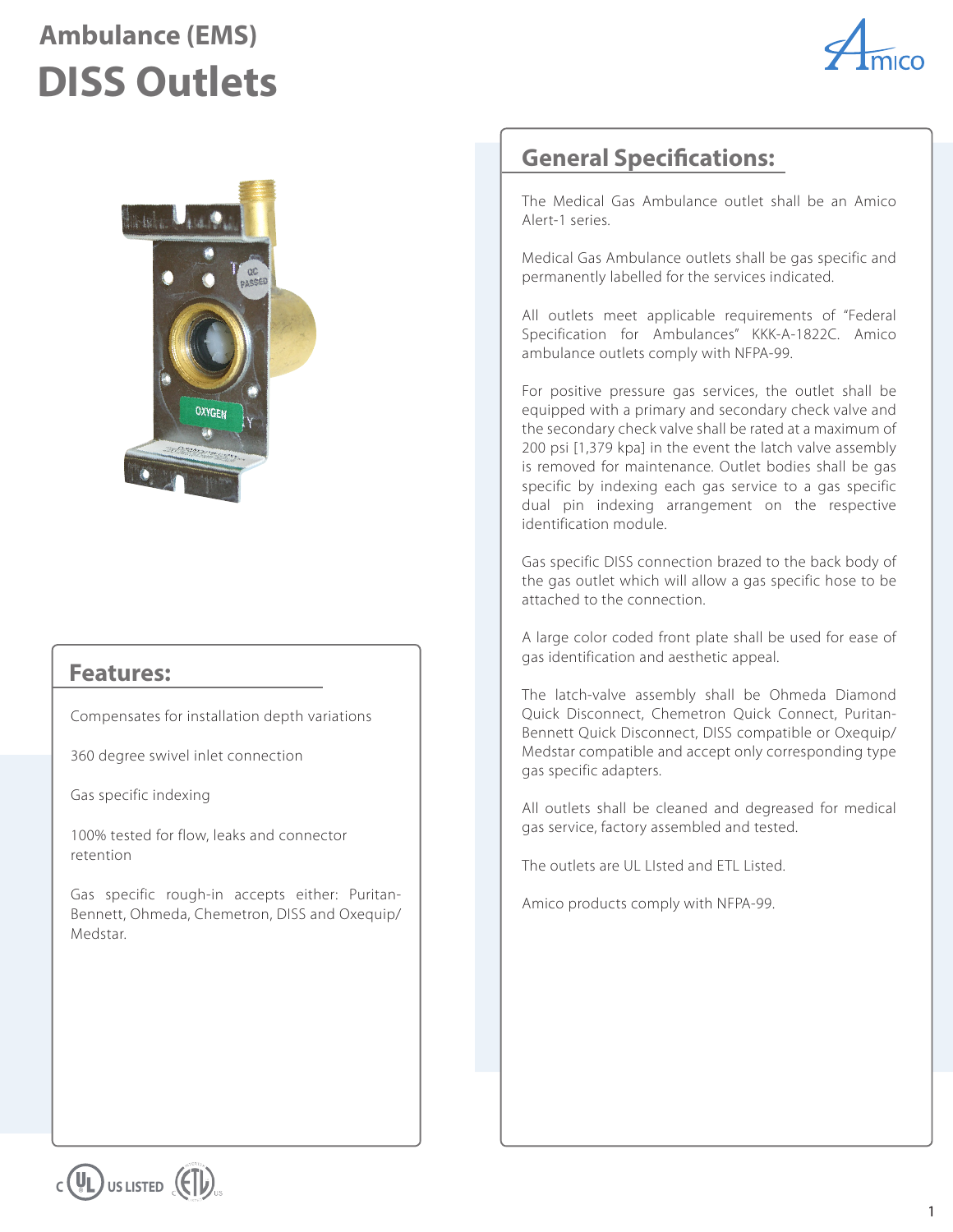# Ambulance (EMS)
# DISS Outlets

## Features:

Compensates for installation depth variations

360 degree swivel inlet connection

Gas specific indexing

100% tested for flow, leaks and connector retention

Gas specific rough-in accepts either: Puritan-Bennett, Ohmeda, Chemetron, DISS and Oxequip/ Medstar.

## General Specifications:

The Medical Gas Ambulance outlet shall be an Amico Alert-1 series.

Medical Gas Ambulance outlets shall be gas specific and permanently labelled for the services indicated.

All outlets meet applicable requirements of "Federal Specification for Ambulances" KKK-A-1822C. Amico ambulance outlets comply with NFPA-99.

For positive pressure gas services, the outlet shall be equipped with a primary and secondary check valve and the secondary check valve shall be rated at a maximum of 200 psi [1,379 kpa] in the event the latch valve assembly is removed for maintenance. Outlet bodies shall be gas specific by indexing each gas service to a gas specific dual pin indexing arrangement on the respective identification module.

Gas specific DISS connection brazed to the back body of the gas outlet which will allow a gas specific hose to be attached to the connection.

A large color coded front plate shall be used for ease of gas identification and aesthetic appeal.

The latch-valve assembly shall be Ohmeda Diamond Quick Disconnect, Chemetron Quick Connect, Puritan-Bennett Quick Disconnect, DISS compatible or Oxequip/ Medstar compatible and accept only corresponding type gas specific adapters.

All outlets shall be cleaned and degreased for medical gas service, factory assembled and tested.

The outlets are UL LIsted and ETL Listed.

Amico products comply with NFPA-99.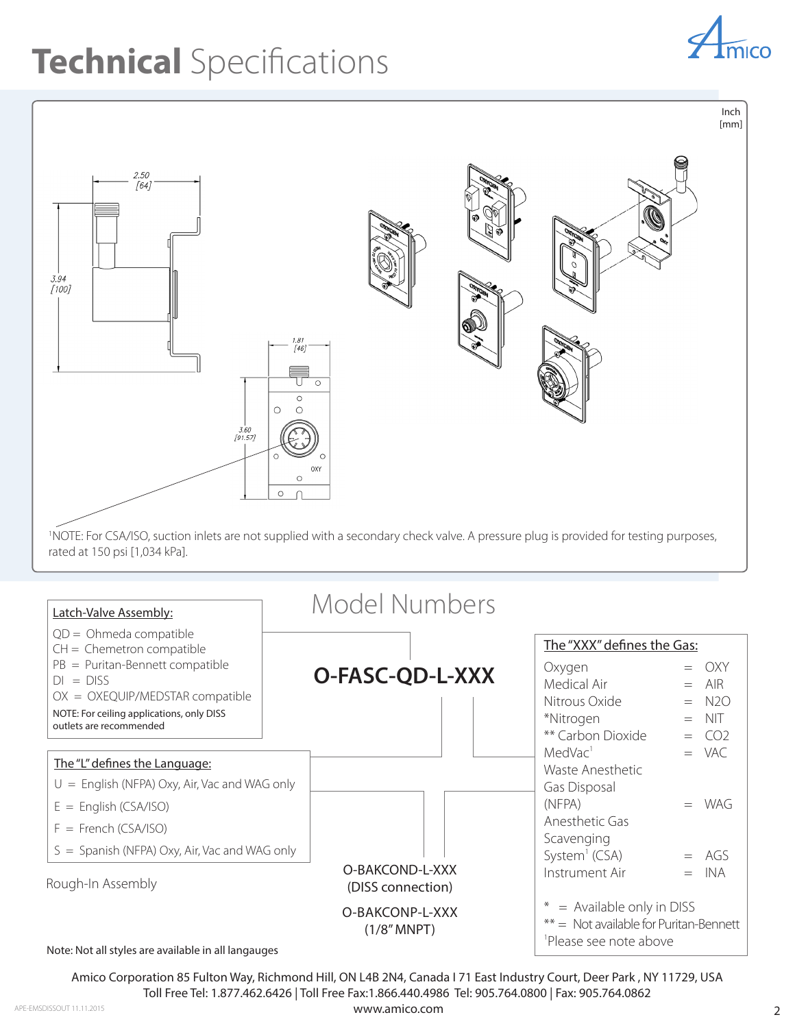# **Technical** Specifications

Inch
[mm]

2.50
[64]

3.94
[100]

1.81
[46]

3.60
[91.57]

OXY

[1]NOTE: For CSA/ISO, suction inlets are not supplied with a secondary check valve. A pressure plug is provided for testing purposes, rated at 150 psi [1,034 kPa].

## Model Numbers

**O-FASC-QD-L-XXX**

**Latch-Valve Assembly:**

- QD = Ohmeda compatible
- CH = Chemetron compatible
- PB = Puritan-Bennett compatible
- DI = DISS
- OX = OXEQUIP/MEDSTAR compatible

NOTE: For ceiling applications, only DISS outlets are recommended

**The "L" defines the Language:**

- U = English (NFPA) Oxy, Air, Vac and WAG only
- E = English (CSA/ISO)
- F = French (CSA/ISO)
- S = Spanish (NFPA) Oxy, Air, Vac and WAG only

**The "XXX" defines the Gas:**

| | | |
|---|---|---|
| Oxygen | = | OXY |
| Medical Air | = | AIR |
| Nitrous Oxide | = | N2O |
| *Nitrogen | = | NIT |
| ** Carbon Dioxide | = | CO2 |
| MedVac[1] | = | VAC |
| Waste Anesthetic Gas Disposal (NFPA) | = | WAG |
| Anesthetic Gas Scavenging System[1] (CSA) | = | AGS |
| Instrument Air | = | INA |

\* = Available only in DISS
** = Not available for Puritan-Bennett
[1]Please see note above

Rough-In Assembly

O-BAKCOND-L-XXX
(DISS connection)

O-BAKCONP-L-XXX
(1/8" MNPT)

Note: Not all styles are available in all langauges

Amico Corporation 85 Fulton Way, Richmond Hill, ON L4B 2N4, Canada I 71 East Industry Court, Deer Park , NY 11729, USA
Toll Free Tel: 1.877.462.6426 | Toll Free Fax:1.866.440.4986 Tel: 905.764.0800 | Fax: 905.764.0862
www.amico.com

APE-EMSDISSOUT 11.11.2015